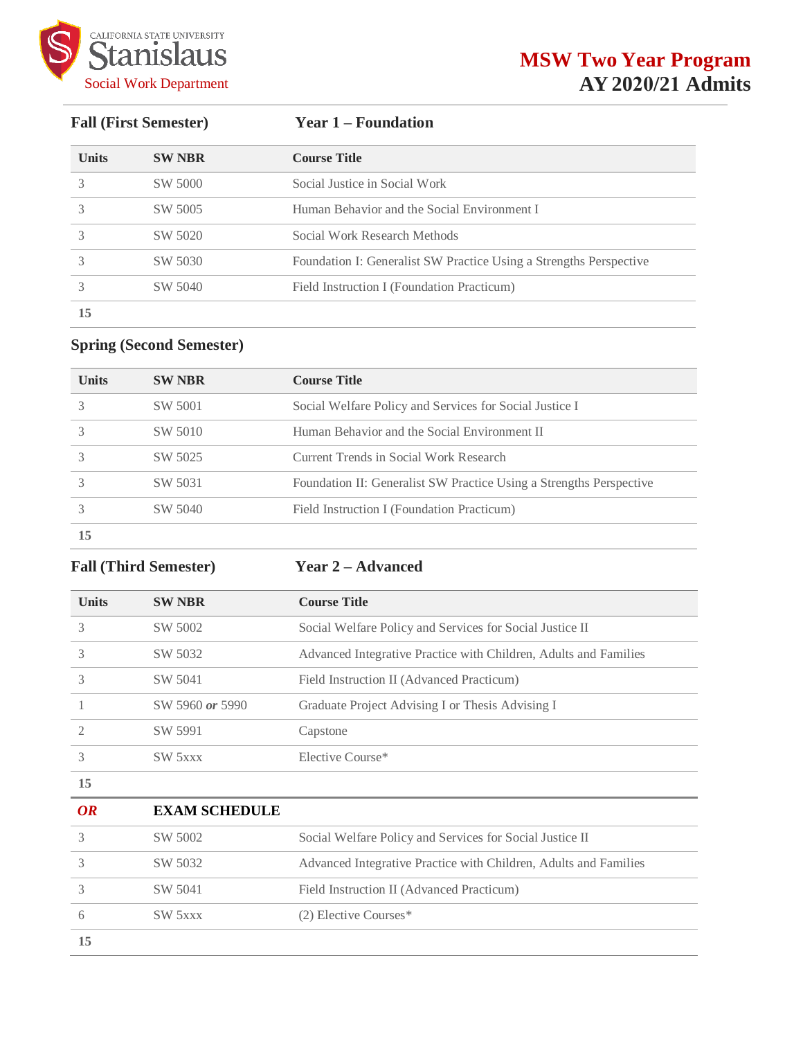California State University Stanislaus
Social Work Department

# MSW Two Year Program
## AY 2020/21 Admits

### Fall (First Semester) — Year 1 – Foundation

| Units | SW NBR | Course Title |
|---|---|---|
| 3 | SW 5000 | Social Justice in Social Work |
| 3 | SW 5005 | Human Behavior and the Social Environment I |
| 3 | SW 5020 | Social Work Research Methods |
| 3 | SW 5030 | Foundation I: Generalist SW Practice Using a Strengths Perspective |
| 3 | SW 5040 | Field Instruction I (Foundation Practicum) |
| **15** | | |

### Spring (Second Semester)

| Units | SW NBR | Course Title |
|---|---|---|
| 3 | SW 5001 | Social Welfare Policy and Services for Social Justice I |
| 3 | SW 5010 | Human Behavior and the Social Environment II |
| 3 | SW 5025 | Current Trends in Social Work Research |
| 3 | SW 5031 | Foundation II: Generalist SW Practice Using a Strengths Perspective |
| 3 | SW 5040 | Field Instruction I (Foundation Practicum) |
| **15** | | |

### Fall (Third Semester) — Year 2 – Advanced

| Units | SW NBR | Course Title |
|---|---|---|
| 3 | SW 5002 | Social Welfare Policy and Services for Social Justice II |
| 3 | SW 5032 | Advanced Integrative Practice with Children, Adults and Families |
| 3 | SW 5041 | Field Instruction II (Advanced Practicum) |
| 1 | SW 5960 ***or*** 5990 | Graduate Project Advising I or Thesis Advising I |
| 2 | SW 5991 | Capstone |
| 3 | SW 5xxx | Elective Course* |
| **15** | | |
| ***OR*** | **EXAM SCHEDULE** | |
| 3 | SW 5002 | Social Welfare Policy and Services for Social Justice II |
| 3 | SW 5032 | Advanced Integrative Practice with Children, Adults and Families |
| 3 | SW 5041 | Field Instruction II (Advanced Practicum) |
| 6 | SW 5xxx | (2) Elective Courses* |
| **15** | | |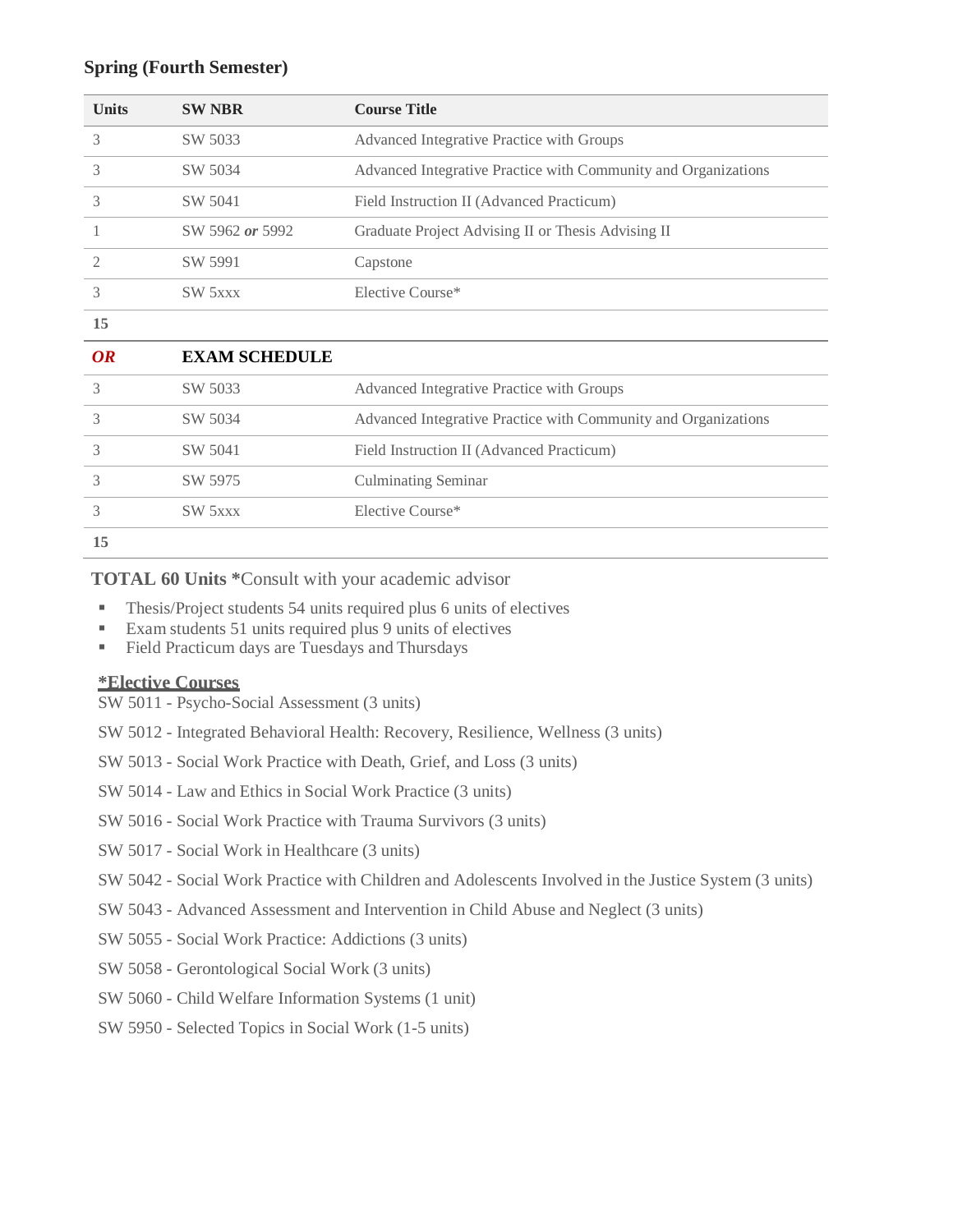**Spring (Fourth Semester)**

| Units | SW NBR | Course Title |
|---|---|---|
| 3 | SW 5033 | Advanced Integrative Practice with Groups |
| 3 | SW 5034 | Advanced Integrative Practice with Community and Organizations |
| 3 | SW 5041 | Field Instruction II (Advanced Practicum) |
| 1 | SW 5962 ***or*** 5992 | Graduate Project Advising II or Thesis Advising II |
| 2 | SW 5991 | Capstone |
| 3 | SW 5xxx | Elective Course* |
| **15** | | |
| ***OR*** | **EXAM SCHEDULE** | |
| 3 | SW 5033 | Advanced Integrative Practice with Groups |
| 3 | SW 5034 | Advanced Integrative Practice with Community and Organizations |
| 3 | SW 5041 | Field Instruction II (Advanced Practicum) |
| 3 | SW 5975 | Culminating Seminar |
| 3 | SW 5xxx | Elective Course* |
| **15** | | |

**TOTAL 60 Units** ***Consult with your academic advisor

- Thesis/Project students 54 units required plus 6 units of electives
- Exam students 51 units required plus 9 units of electives
- Field Practicum days are Tuesdays and Thursdays

**\*Elective Courses**

SW 5011 - Psycho-Social Assessment (3 units)

SW 5012 - Integrated Behavioral Health: Recovery, Resilience, Wellness (3 units)

SW 5013 - Social Work Practice with Death, Grief, and Loss (3 units)

SW 5014 - Law and Ethics in Social Work Practice (3 units)

SW 5016 - Social Work Practice with Trauma Survivors (3 units)

SW 5017 - Social Work in Healthcare (3 units)

SW 5042 - Social Work Practice with Children and Adolescents Involved in the Justice System (3 units)

SW 5043 - Advanced Assessment and Intervention in Child Abuse and Neglect (3 units)

SW 5055 - Social Work Practice: Addictions (3 units)

SW 5058 - Gerontological Social Work (3 units)

SW 5060 - Child Welfare Information Systems (1 unit)

SW 5950 - Selected Topics in Social Work (1-5 units)